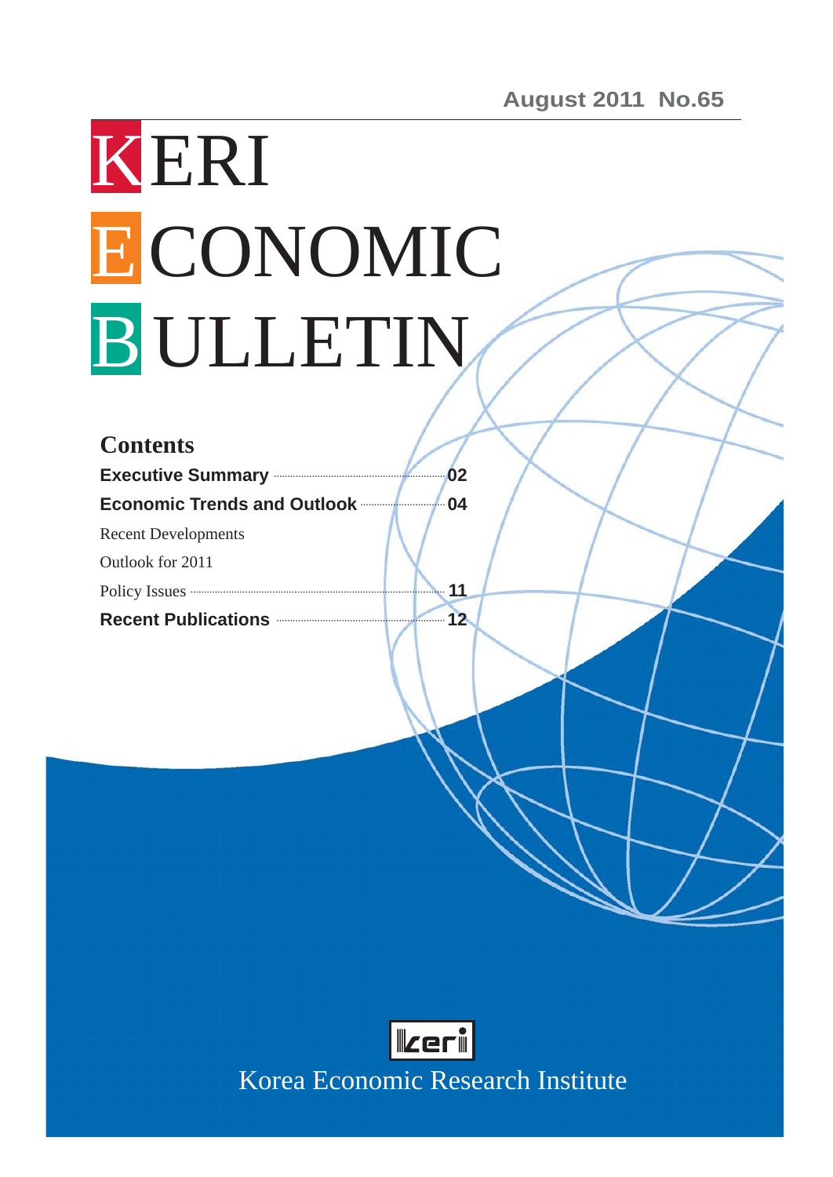August 2011 No.65

# KERI ECONOMIC BULLETIN

## Contents

**Executive Summary** ........ **02**

**Economic Trends and Outlook** ........ **04**

Recent Developments

Outlook for 2011

Policy Issues ........ **11**

**Recent Publications** ........ **12**

Korea Economic Research Institute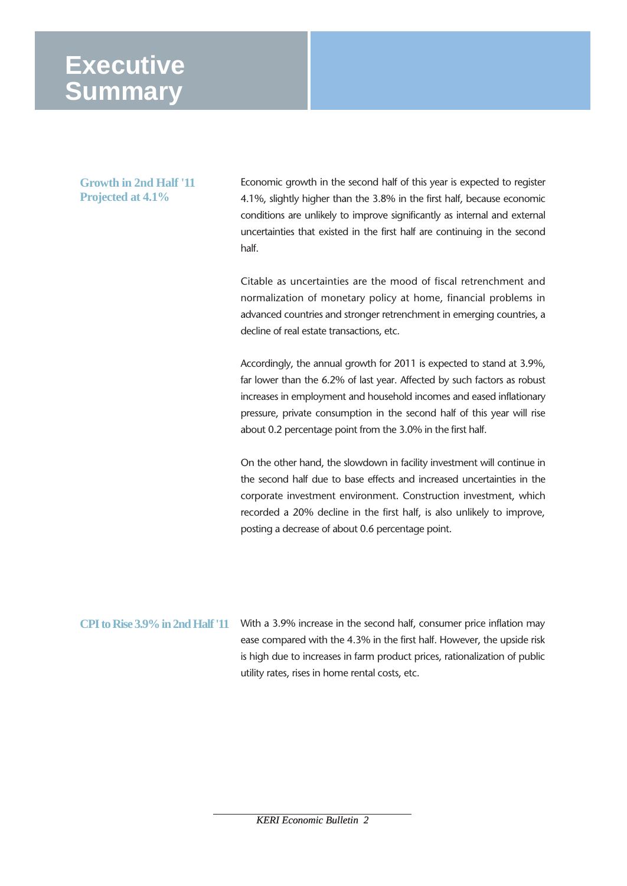# Executive Summary

**Growth in 2nd Half '11 Projected at 4.1%**

Economic growth in the second half of this year is expected to register 4.1%, slightly higher than the 3.8% in the first half, because economic conditions are unlikely to improve significantly as internal and external uncertainties that existed in the first half are continuing in the second half.

Citable as uncertainties are the mood of fiscal retrenchment and normalization of monetary policy at home, financial problems in advanced countries and stronger retrenchment in emerging countries, a decline of real estate transactions, etc.

Accordingly, the annual growth for 2011 is expected to stand at 3.9%, far lower than the 6.2% of last year. Affected by such factors as robust increases in employment and household incomes and eased inflationary pressure, private consumption in the second half of this year will rise about 0.2 percentage point from the 3.0% in the first half.

On the other hand, the slowdown in facility investment will continue in the second half due to base effects and increased uncertainties in the corporate investment environment. Construction investment, which recorded a 20% decline in the first half, is also unlikely to improve, posting a decrease of about 0.6 percentage point.

**CPI to Rise 3.9% in 2nd Half '11**

With a 3.9% increase in the second half, consumer price inflation may ease compared with the 4.3% in the first half. However, the upside risk is high due to increases in farm product prices, rationalization of public utility rates, rises in home rental costs, etc.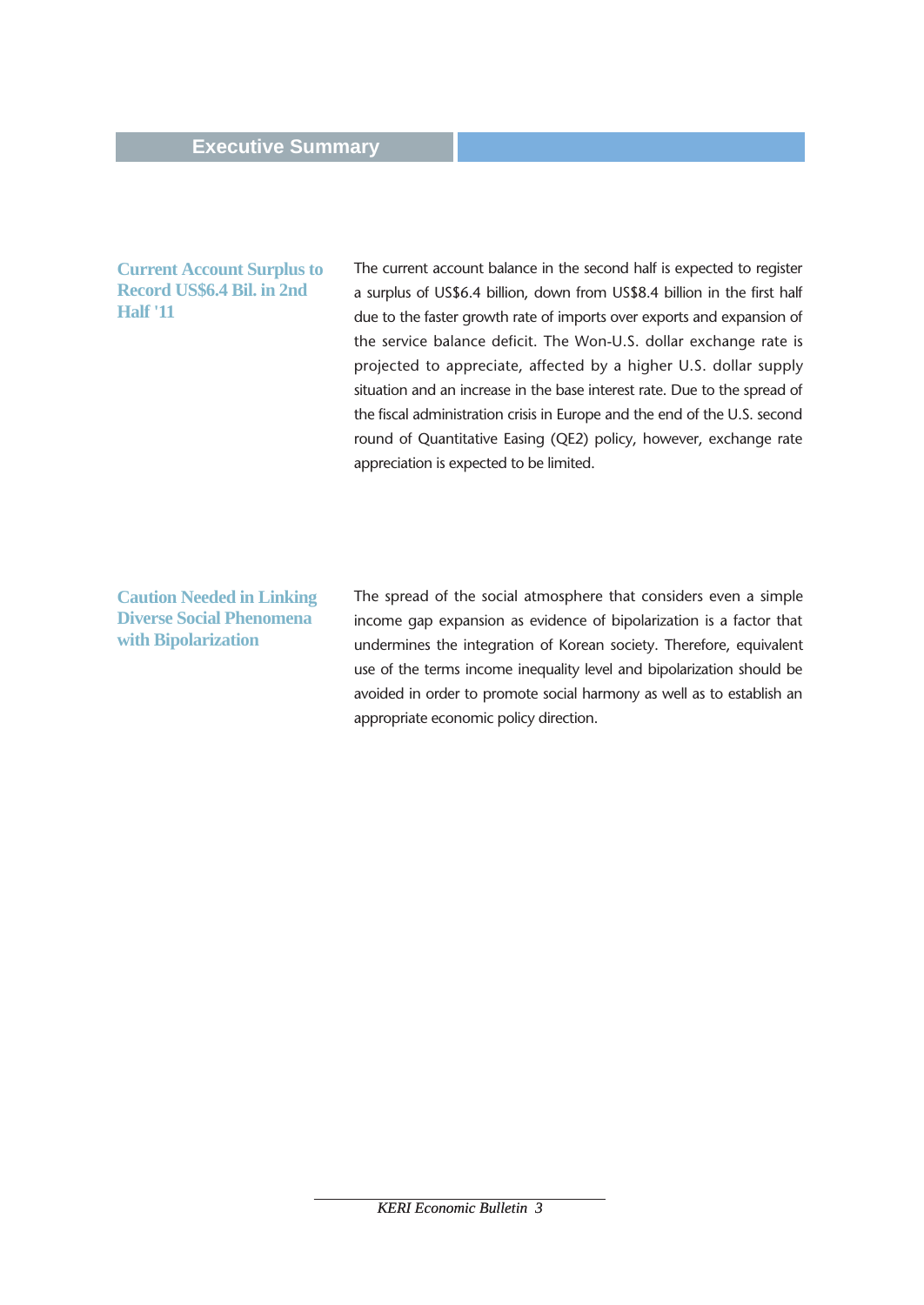## Executive Summary

### Current Account Surplus to Record US$6.4 Bil. in 2nd Half '11

The current account balance in the second half is expected to register a surplus of US$6.4 billion, down from US$8.4 billion in the first half due to the faster growth rate of imports over exports and expansion of the service balance deficit. The Won-U.S. dollar exchange rate is projected to appreciate, affected by a higher U.S. dollar supply situation and an increase in the base interest rate. Due to the spread of the fiscal administration crisis in Europe and the end of the U.S. second round of Quantitative Easing (QE2) policy, however, exchange rate appreciation is expected to be limited.

### Caution Needed in Linking Diverse Social Phenomena with Bipolarization

The spread of the social atmosphere that considers even a simple income gap expansion as evidence of bipolarization is a factor that undermines the integration of Korean society. Therefore, equivalent use of the terms income inequality level and bipolarization should be avoided in order to promote social harmony as well as to establish an appropriate economic policy direction.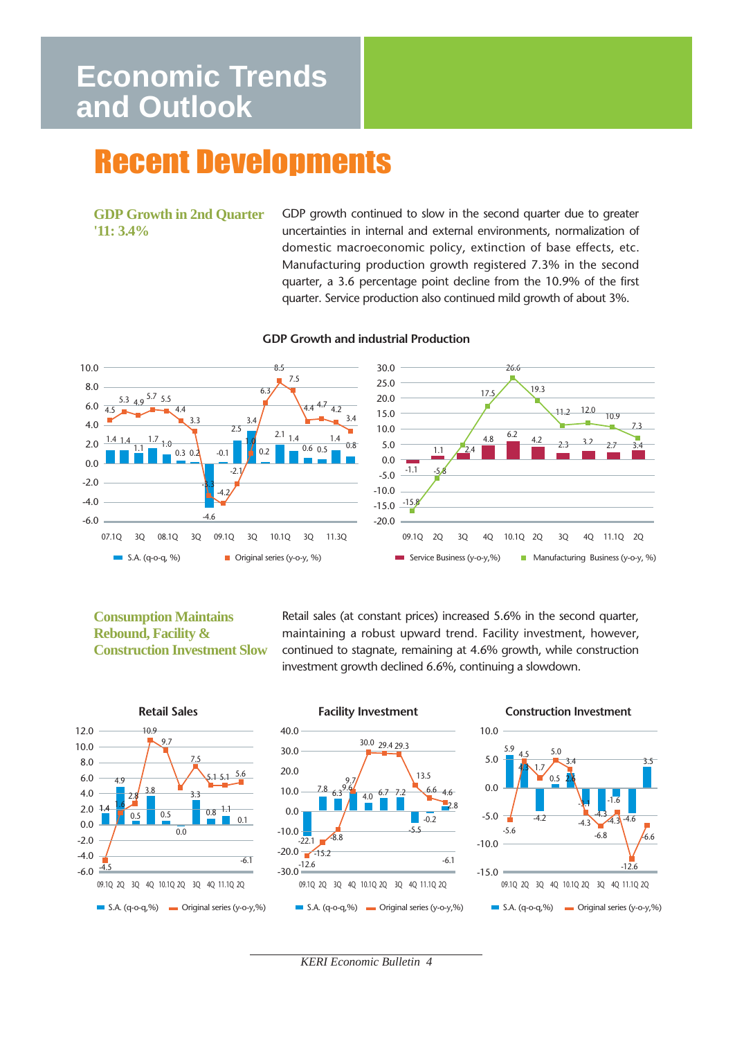# Economic Trends and Outlook

## Recent Developments

### GDP Growth in 2nd Quarter '11: 3.4%

GDP growth continued to slow in the second quarter due to greater uncertainties in internal and external environments, normalization of domestic macroeconomic policy, extinction of base effects, etc. Manufacturing production growth registered 7.3% in the second quarter, a 3.6 percentage point decline from the 10.9% of the first quarter. Service production also continued mild growth of about 3%.

**GDP Growth and industrial Production**

### Consumption Maintains Rebound, Facility & Construction Investment Slow

Retail sales (at constant prices) increased 5.6% in the second quarter, maintaining a robust upward trend. Facility investment, however, continued to stagnate, remaining at 4.6% growth, while construction investment growth declined 6.6%, continuing a slowdown.

**Retail Sales**

**Facility Investment**

**Construction Investment**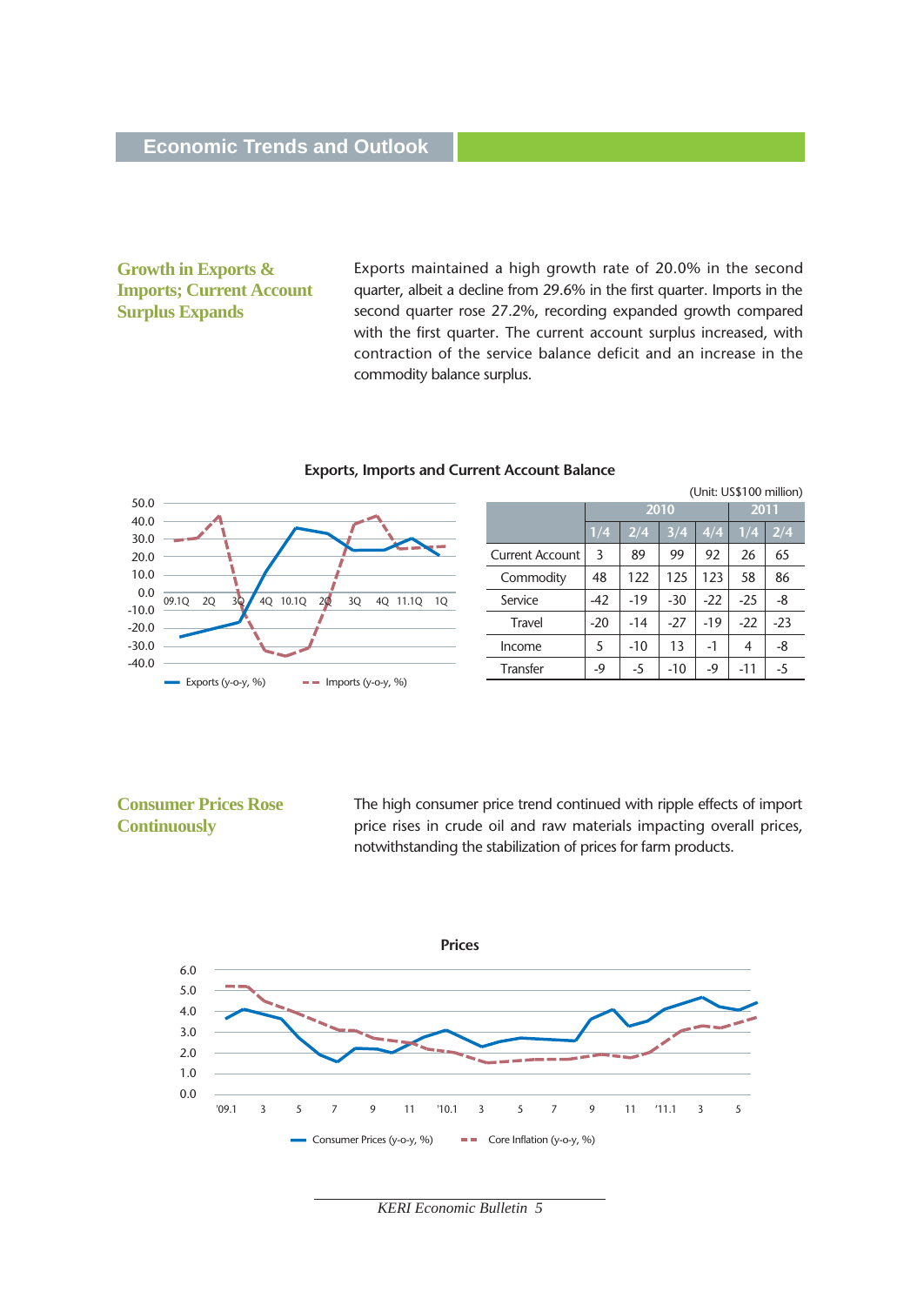## Economic Trends and Outlook

### Growth in Exports & Imports; Current Account Surplus Expands

Exports maintained a high growth rate of 20.0% in the second quarter, albeit a decline from 29.6% in the first quarter. Imports in the second quarter rose 27.2%, recording expanded growth compared with the first quarter. The current account surplus increased, with contraction of the service balance deficit and an increase in the commodity balance surplus.

**Exports, Imports and Current Account Balance**

(Unit: US$100 million)

| | 2010 | | | | 2011 | |
|---|---|---|---|---|---|---|
| | 1/4 | 2/4 | 3/4 | 4/4 | 1/4 | 2/4 |
| Current Account | 3 | 89 | 99 | 92 | 26 | 65 |
| Commodity | 48 | 122 | 125 | 123 | 58 | 86 |
| Service | -42 | -19 | -30 | -22 | -25 | -8 |
| Travel | -20 | -14 | -27 | -19 | -22 | -23 |
| Income | 5 | -10 | 13 | -1 | 4 | -8 |
| Transfer | -9 | -5 | -10 | -9 | -11 | -5 |

### Consumer Prices Rose Continuously

The high consumer price trend continued with ripple effects of import price rises in crude oil and raw materials impacting overall prices, notwithstanding the stabilization of prices for farm products.

**Prices**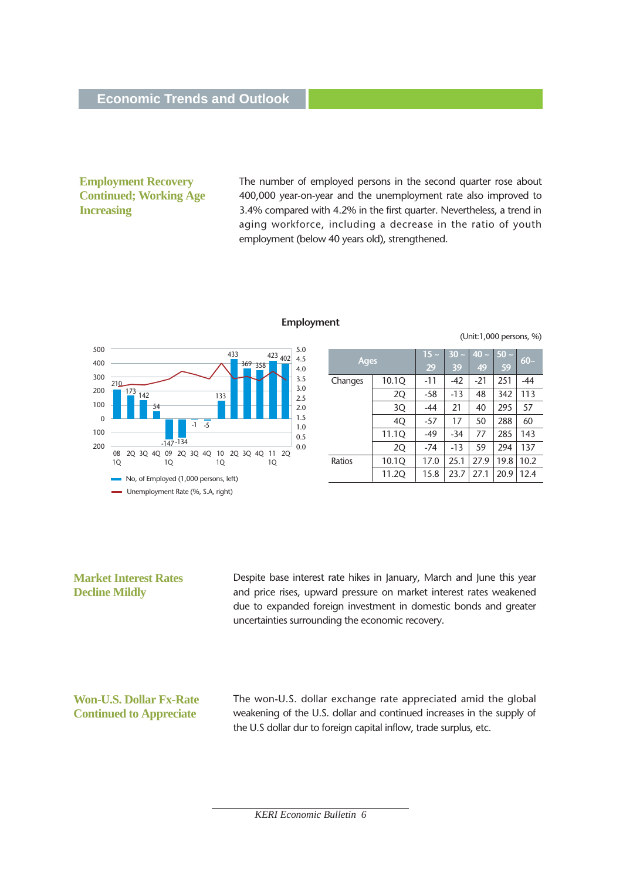## Economic Trends and Outlook

### Employment Recovery Continued; Working Age Increasing

The number of employed persons in the second quarter rose about 400,000 year-on-year and the unemployment rate also improved to 3.4% compared with 4.2% in the first quarter. Nevertheless, a trend in aging workforce, including a decrease in the ratio of youth employment (below 40 years old), strengthened.

**Employment**

(Unit:1,000 persons, %)

| Ages | | 15 ~ 29 | 30 ~ 39 | 40 ~ 49 | 50 ~ 59 | 60~ |
|---|---|---|---|---|---|---|
| Changes | 10.1Q | -11 | -42 | -21 | 251 | -44 |
| | 2Q | -58 | -13 | 48 | 342 | 113 |
| | 3Q | -44 | 21 | 40 | 295 | 57 |
| | 4Q | -57 | 17 | 50 | 288 | 60 |
| | 11.1Q | -49 | -34 | 77 | 285 | 143 |
| | 2Q | -74 | -13 | 59 | 294 | 137 |
| Ratios | 10.1Q | 17.0 | 25.1 | 27.9 | 19.8 | 10.2 |
| | 11.2Q | 15.8 | 23.7 | 27.1 | 20.9 | 12.4 |

### Market Interest Rates Decline Mildly

Despite base interest rate hikes in January, March and June this year and price rises, upward pressure on market interest rates weakened due to expanded foreign investment in domestic bonds and greater uncertainties surrounding the economic recovery.

### Won-U.S. Dollar Fx-Rate Continued to Appreciate

The won-U.S. dollar exchange rate appreciated amid the global weakening of the U.S. dollar and continued increases in the supply of the U.S dollar dur to foreign capital inflow, trade surplus, etc.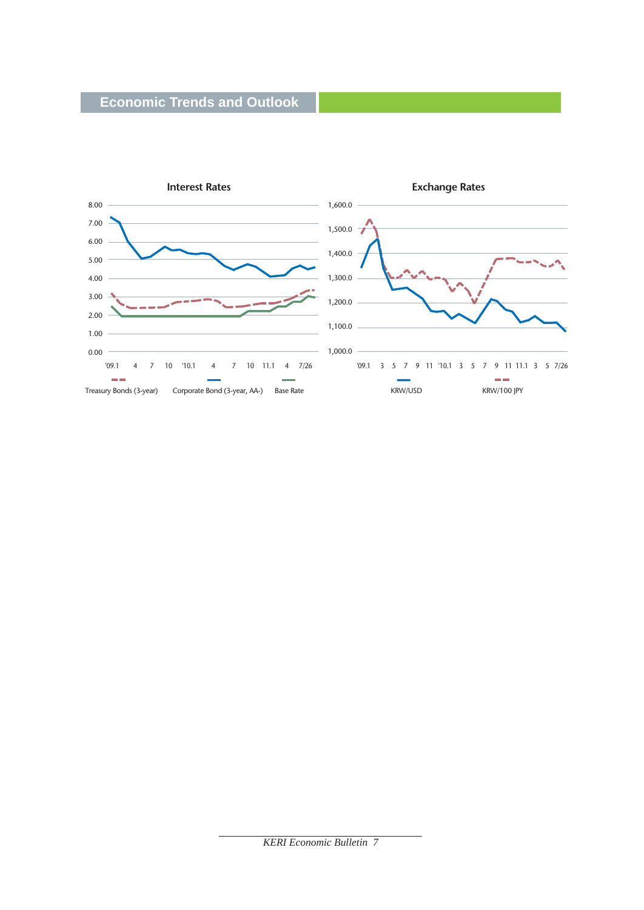## Economic Trends and Outlook

**Interest Rates**

8.00
7.00
6.00
5.00
4.00
3.00
2.00
1.00
0.00

'09.1 4 7 10 '10.1 4 7 10 11.1 4 7/26

Treasury Bonds (3-year) Corporate Bond (3-year, AA-) Base Rate

**Exchange Rates**

1,600.0
1,500.0
1,400.0
1,300.0
1,200.0
1,100.0
1,000.0

'09.1 3 5 7 9 11 '10.1 3 5 7 9 11 11.1 3 5 7/26

KRW/USD KRW/100 JPY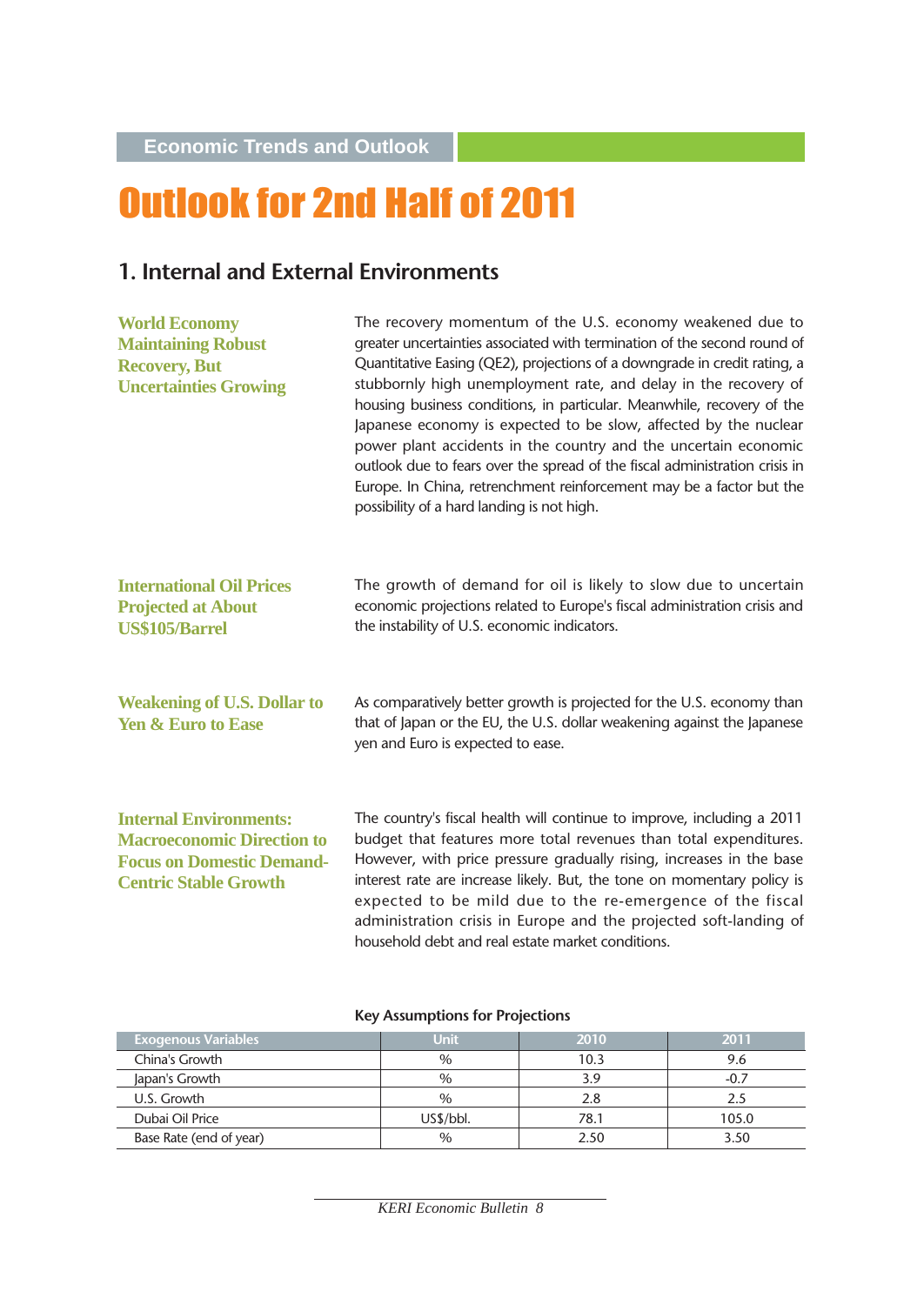Economic Trends and Outlook

# Outlook for 2nd Half of 2011

## 1. Internal and External Environments

**World Economy Maintaining Robust Recovery, But Uncertainties Growing**

The recovery momentum of the U.S. economy weakened due to greater uncertainties associated with termination of the second round of Quantitative Easing (QE2), projections of a downgrade in credit rating, a stubbornly high unemployment rate, and delay in the recovery of housing business conditions, in particular. Meanwhile, recovery of the Japanese economy is expected to be slow, affected by the nuclear power plant accidents in the country and the uncertain economic outlook due to fears over the spread of the fiscal administration crisis in Europe. In China, retrenchment reinforcement may be a factor but the possibility of a hard landing is not high.

**International Oil Prices Projected at About US$105/Barrel**

The growth of demand for oil is likely to slow due to uncertain economic projections related to Europe's fiscal administration crisis and the instability of U.S. economic indicators.

**Weakening of U.S. Dollar to Yen & Euro to Ease**

As comparatively better growth is projected for the U.S. economy than that of Japan or the EU, the U.S. dollar weakening against the Japanese yen and Euro is expected to ease.

**Internal Environments: Macroeconomic Direction to Focus on Domestic Demand-Centric Stable Growth**

The country's fiscal health will continue to improve, including a 2011 budget that features more total revenues than total expenditures. However, with price pressure gradually rising, increases in the base interest rate are increase likely. But, the tone on momentary policy is expected to be mild due to the re-emergence of the fiscal administration crisis in Europe and the projected soft-landing of household debt and real estate market conditions.

**Key Assumptions for Projections**

| Exogenous Variables | Unit | 2010 | 2011 |
|---|---|---|---|
| China's Growth | % | 10.3 | 9.6 |
| Japan's Growth | % | 3.9 | -0.7 |
| U.S. Growth | % | 2.8 | 2.5 |
| Dubai Oil Price | US$/bbl. | 78.1 | 105.0 |
| Base Rate (end of year) | % | 2.50 | 3.50 |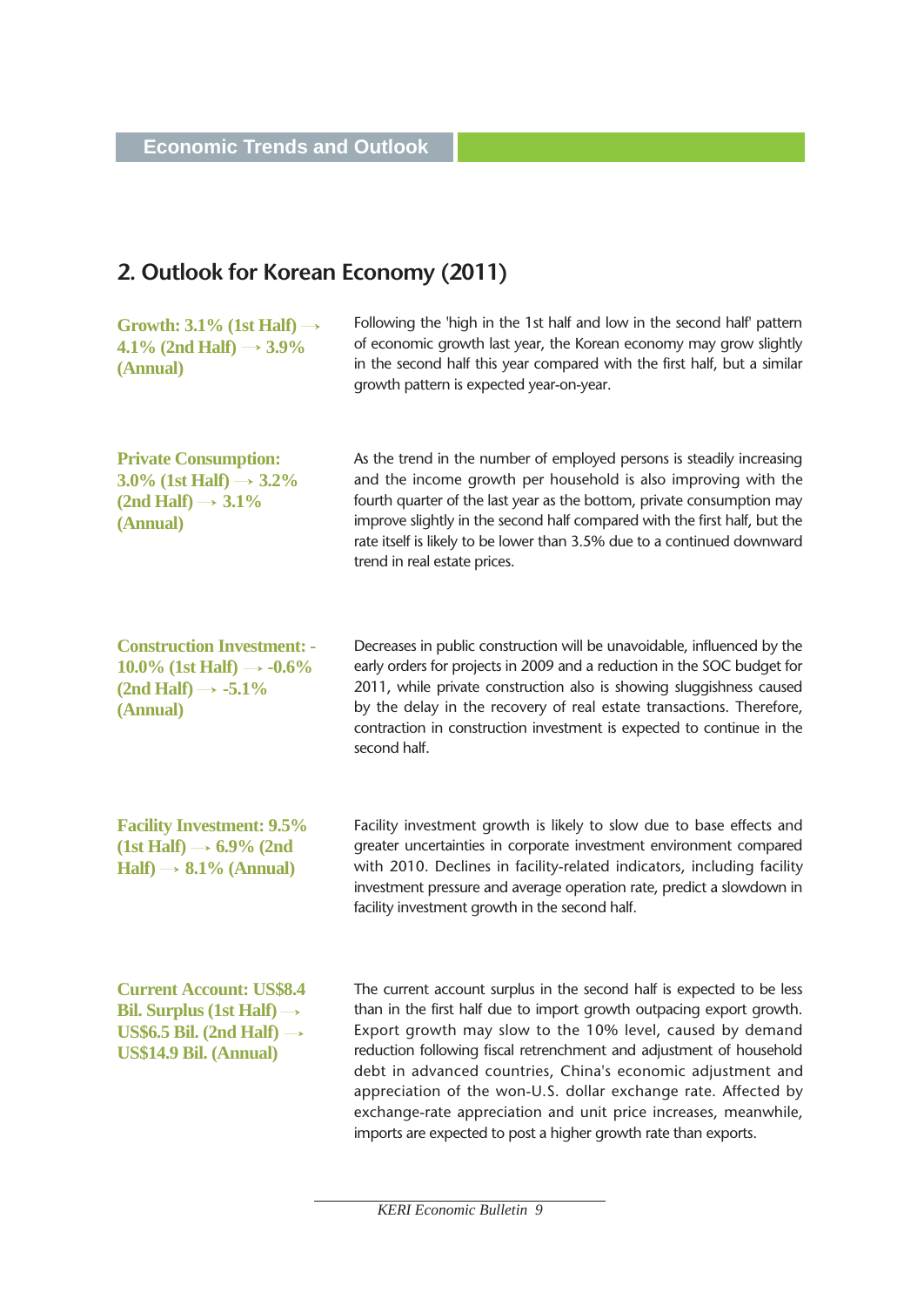## 2. Outlook for Korean Economy (2011)

**Growth: 3.1% (1st Half) → 4.1% (2nd Half) → 3.9% (Annual)**

Following the 'high in the 1st half and low in the second half' pattern of economic growth last year, the Korean economy may grow slightly in the second half this year compared with the first half, but a similar growth pattern is expected year-on-year.

**Private Consumption: 3.0% (1st Half) → 3.2% (2nd Half) → 3.1% (Annual)**

As the trend in the number of employed persons is steadily increasing and the income growth per household is also improving with the fourth quarter of the last year as the bottom, private consumption may improve slightly in the second half compared with the first half, but the rate itself is likely to be lower than 3.5% due to a continued downward trend in real estate prices.

**Construction Investment: -10.0% (1st Half) → -0.6% (2nd Half) → -5.1% (Annual)**

Decreases in public construction will be unavoidable, influenced by the early orders for projects in 2009 and a reduction in the SOC budget for 2011, while private construction also is showing sluggishness caused by the delay in the recovery of real estate transactions. Therefore, contraction in construction investment is expected to continue in the second half.

**Facility Investment: 9.5% (1st Half) → 6.9% (2nd Half) → 8.1% (Annual)**

Facility investment growth is likely to slow due to base effects and greater uncertainties in corporate investment environment compared with 2010. Declines in facility-related indicators, including facility investment pressure and average operation rate, predict a slowdown in facility investment growth in the second half.

**Current Account: US$8.4 Bil. Surplus (1st Half) → US$6.5 Bil. (2nd Half) → US$14.9 Bil. (Annual)**

The current account surplus in the second half is expected to be less than in the first half due to import growth outpacing export growth. Export growth may slow to the 10% level, caused by demand reduction following fiscal retrenchment and adjustment of household debt in advanced countries, China's economic adjustment and appreciation of the won-U.S. dollar exchange rate. Affected by exchange-rate appreciation and unit price increases, meanwhile, imports are expected to post a higher growth rate than exports.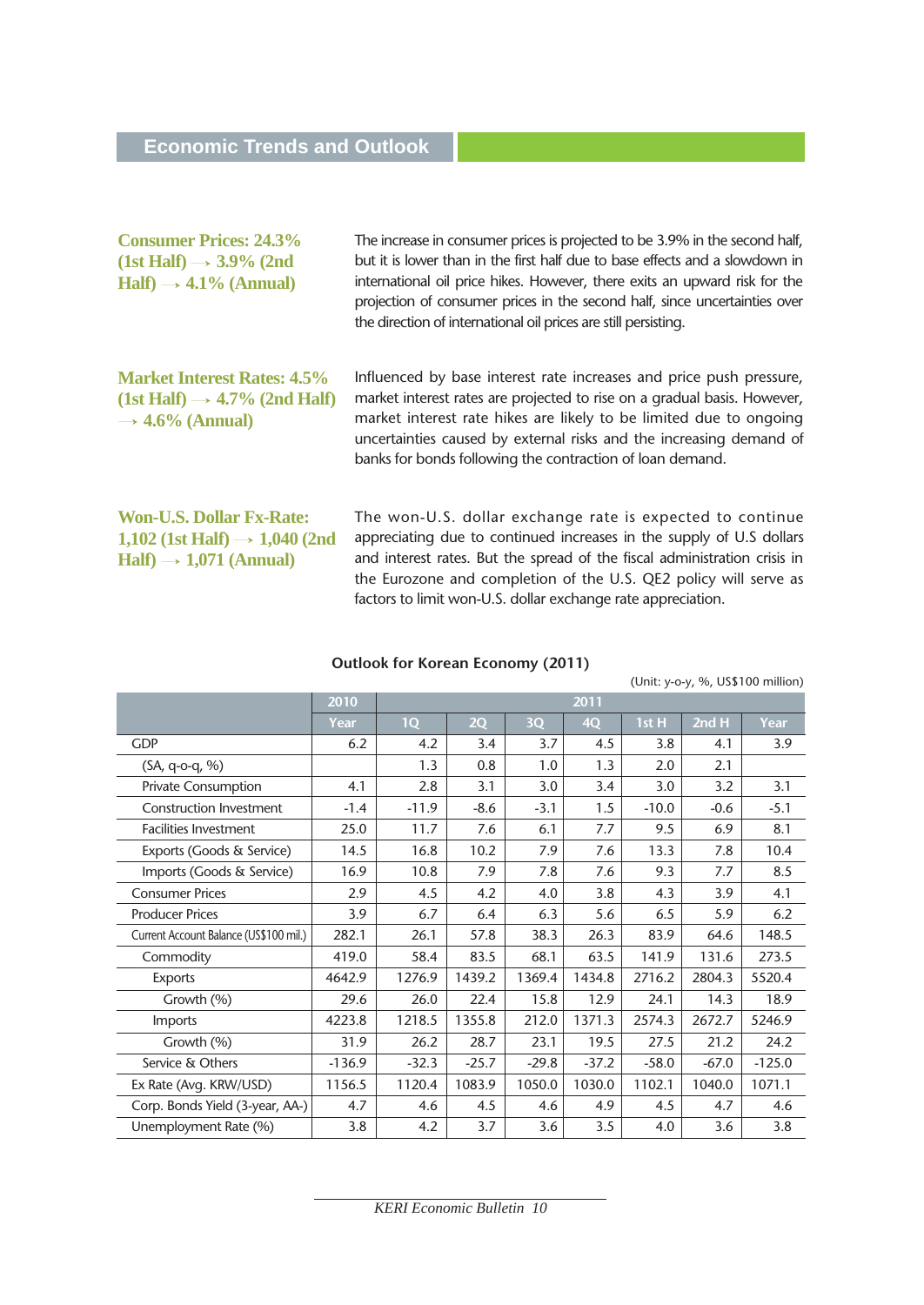## Economic Trends and Outlook

**Consumer Prices: 24.3% (1st Half) → 3.9% (2nd Half) → 4.1% (Annual)**

The increase in consumer prices is projected to be 3.9% in the second half, but it is lower than in the first half due to base effects and a slowdown in international oil price hikes. However, there exits an upward risk for the projection of consumer prices in the second half, since uncertainties over the direction of international oil prices are still persisting.

**Market Interest Rates: 4.5% (1st Half) → 4.7% (2nd Half) → 4.6% (Annual)**

Influenced by base interest rate increases and price push pressure, market interest rates are projected to rise on a gradual basis. However, market interest rate hikes are likely to be limited due to ongoing uncertainties caused by external risks and the increasing demand of banks for bonds following the contraction of loan demand.

**Won-U.S. Dollar Fx-Rate: 1,102 (1st Half) → 1,040 (2nd Half) → 1,071 (Annual)**

The won-U.S. dollar exchange rate is expected to continue appreciating due to continued increases in the supply of U.S dollars and interest rates. But the spread of the fiscal administration crisis in the Eurozone and completion of the U.S. QE2 policy will serve as factors to limit won-U.S. dollar exchange rate appreciation.

**Outlook for Korean Economy (2011)**

(Unit: y-o-y, %, US$100 million)

| | 2010 | 2011 | | | | | | |
|---|---|---|---|---|---|---|---|---|
| | Year | 1Q | 2Q | 3Q | 4Q | 1st H | 2nd H | Year |
| GDP | 6.2 | 4.2 | 3.4 | 3.7 | 4.5 | 3.8 | 4.1 | 3.9 |
| (SA, q-o-q, %) | | 1.3 | 0.8 | 1.0 | 1.3 | 2.0 | 2.1 | |
| Private Consumption | 4.1 | 2.8 | 3.1 | 3.0 | 3.4 | 3.0 | 3.2 | 3.1 |
| Construction Investment | -1.4 | -11.9 | -8.6 | -3.1 | 1.5 | -10.0 | -0.6 | -5.1 |
| Facilities Investment | 25.0 | 11.7 | 7.6 | 6.1 | 7.7 | 9.5 | 6.9 | 8.1 |
| Exports (Goods & Service) | 14.5 | 16.8 | 10.2 | 7.9 | 7.6 | 13.3 | 7.8 | 10.4 |
| Imports (Goods & Service) | 16.9 | 10.8 | 7.9 | 7.8 | 7.6 | 9.3 | 7.7 | 8.5 |
| Consumer Prices | 2.9 | 4.5 | 4.2 | 4.0 | 3.8 | 4.3 | 3.9 | 4.1 |
| Producer Prices | 3.9 | 6.7 | 6.4 | 6.3 | 5.6 | 6.5 | 5.9 | 6.2 |
| Current Account Balance (US$100 mil.) | 282.1 | 26.1 | 57.8 | 38.3 | 26.3 | 83.9 | 64.6 | 148.5 |
| Commodity | 419.0 | 58.4 | 83.5 | 68.1 | 63.5 | 141.9 | 131.6 | 273.5 |
| Exports | 4642.9 | 1276.9 | 1439.2 | 1369.4 | 1434.8 | 2716.2 | 2804.3 | 5520.4 |
| Growth (%) | 29.6 | 26.0 | 22.4 | 15.8 | 12.9 | 24.1 | 14.3 | 18.9 |
| Imports | 4223.8 | 1218.5 | 1355.8 | 212.0 | 1371.3 | 2574.3 | 2672.7 | 5246.9 |
| Growth (%) | 31.9 | 26.2 | 28.7 | 23.1 | 19.5 | 27.5 | 21.2 | 24.2 |
| Service & Others | -136.9 | -32.3 | -25.7 | -29.8 | -37.2 | -58.0 | -67.0 | -125.0 |
| Ex Rate (Avg. KRW/USD) | 1156.5 | 1120.4 | 1083.9 | 1050.0 | 1030.0 | 1102.1 | 1040.0 | 1071.1 |
| Corp. Bonds Yield (3-year, AA-) | 4.7 | 4.6 | 4.5 | 4.6 | 4.9 | 4.5 | 4.7 | 4.6 |
| Unemployment Rate (%) | 3.8 | 4.2 | 3.7 | 3.6 | 3.5 | 4.0 | 3.6 | 3.8 |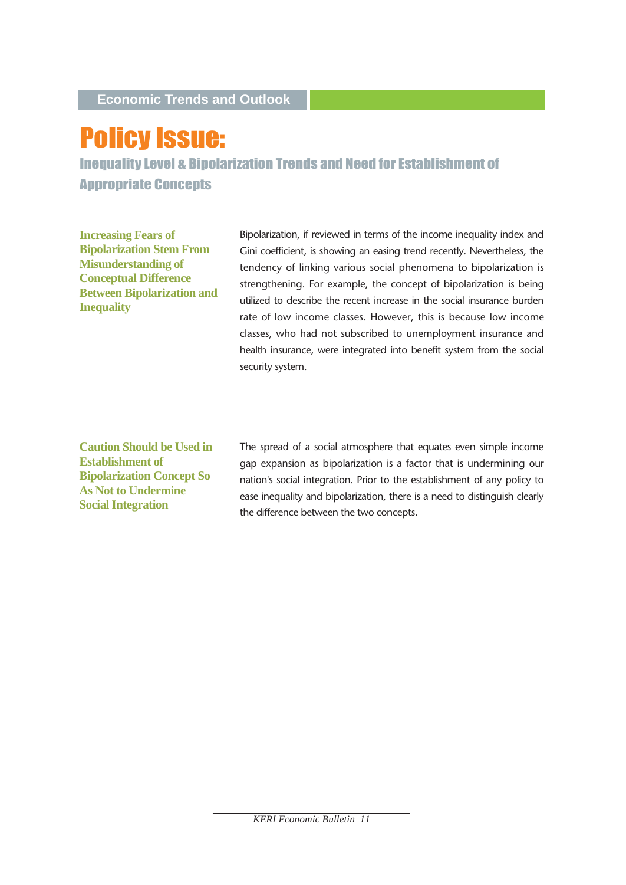# Policy Issue:

## Inequality Level & Bipolarization Trends and Need for Establishment of Appropriate Concepts

**Increasing Fears of Bipolarization Stem From Misunderstanding of Conceptual Difference Between Bipolarization and Inequality**

Bipolarization, if reviewed in terms of the income inequality index and Gini coefficient, is showing an easing trend recently. Nevertheless, the tendency of linking various social phenomena to bipolarization is strengthening. For example, the concept of bipolarization is being utilized to describe the recent increase in the social insurance burden rate of low income classes. However, this is because low income classes, who had not subscribed to unemployment insurance and health insurance, were integrated into benefit system from the social security system.

**Caution Should be Used in Establishment of Bipolarization Concept So As Not to Undermine Social Integration**

The spread of a social atmosphere that equates even simple income gap expansion as bipolarization is a factor that is undermining our nation's social integration. Prior to the establishment of any policy to ease inequality and bipolarization, there is a need to distinguish clearly the difference between the two concepts.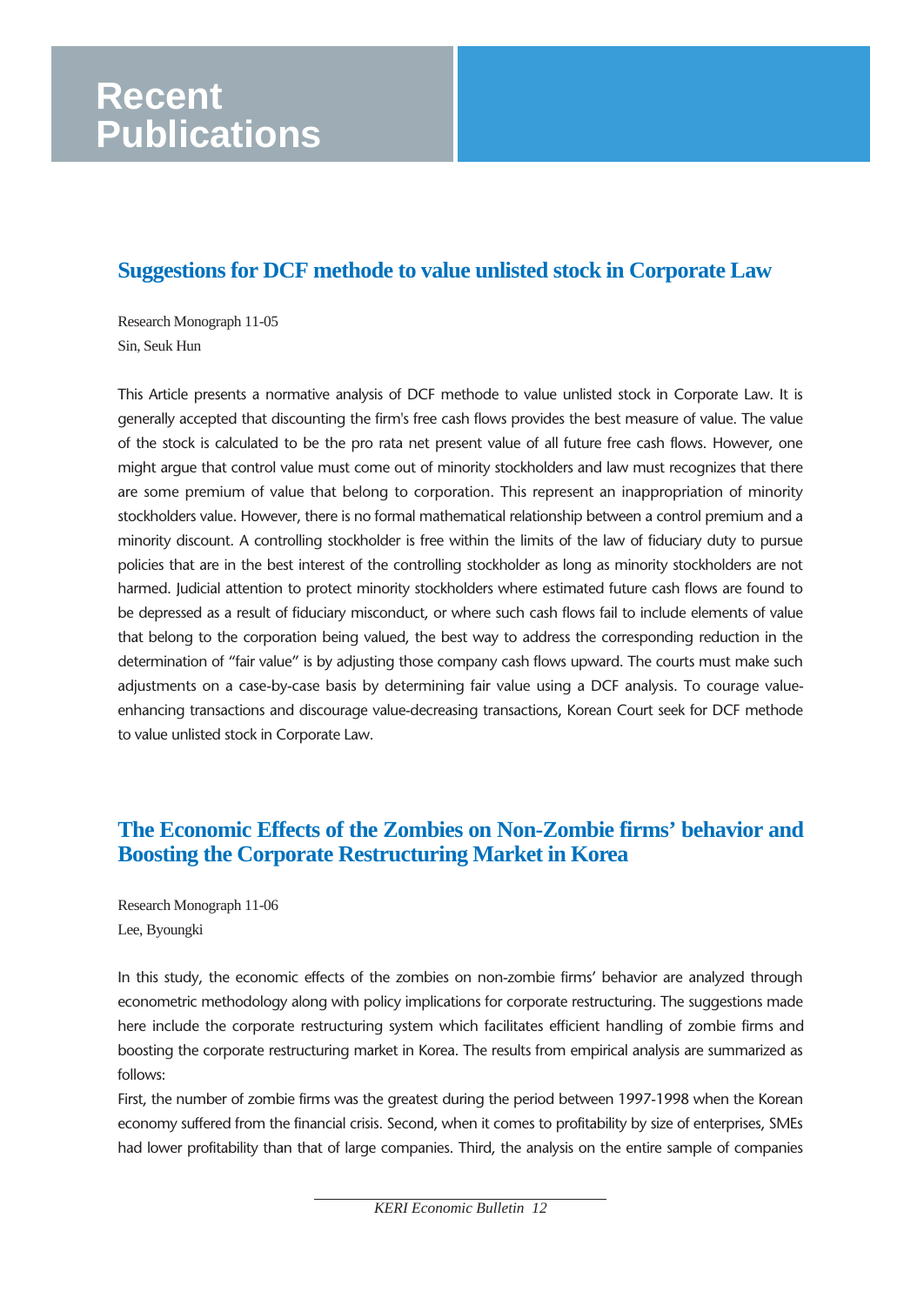# Recent Publications

## Suggestions for DCF methode to value unlisted stock in Corporate Law

Research Monograph 11-05
Sin, Seuk Hun

This Article presents a normative analysis of DCF methode to value unlisted stock in Corporate Law. It is generally accepted that discounting the firm's free cash flows provides the best measure of value. The value of the stock is calculated to be the pro rata net present value of all future free cash flows. However, one might argue that control value must come out of minority stockholders and law must recognizes that there are some premium of value that belong to corporation. This represent an inappropriation of minority stockholders value. However, there is no formal mathematical relationship between a control premium and a minority discount. A controlling stockholder is free within the limits of the law of fiduciary duty to pursue policies that are in the best interest of the controlling stockholder as long as minority stockholders are not harmed. Judicial attention to protect minority stockholders where estimated future cash flows are found to be depressed as a result of fiduciary misconduct, or where such cash flows fail to include elements of value that belong to the corporation being valued, the best way to address the corresponding reduction in the determination of "fair value" is by adjusting those company cash flows upward. The courts must make such adjustments on a case-by-case basis by determining fair value using a DCF analysis. To courage value-enhancing transactions and discourage value-decreasing transactions, Korean Court seek for DCF methode to value unlisted stock in Corporate Law.

## The Economic Effects of the Zombies on Non-Zombie firms' behavior and Boosting the Corporate Restructuring Market in Korea

Research Monograph 11-06
Lee, Byoungki

In this study, the economic effects of the zombies on non-zombie firms' behavior are analyzed through econometric methodology along with policy implications for corporate restructuring. The suggestions made here include the corporate restructuring system which facilitates efficient handling of zombie firms and boosting the corporate restructuring market in Korea. The results from empirical analysis are summarized as follows:

First, the number of zombie firms was the greatest during the period between 1997-1998 when the Korean economy suffered from the financial crisis. Second, when it comes to profitability by size of enterprises, SMEs had lower profitability than that of large companies. Third, the analysis on the entire sample of companies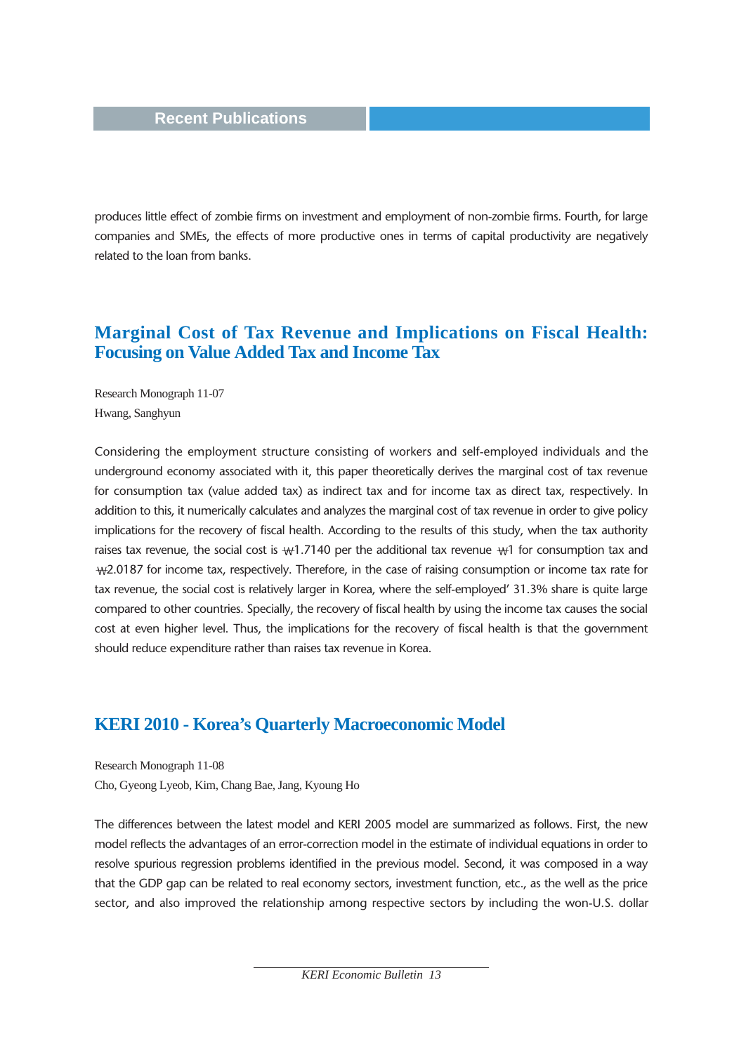produces little effect of zombie firms on investment and employment of non-zombie firms. Fourth, for large companies and SMEs, the effects of more productive ones in terms of capital productivity are negatively related to the loan from banks.

## Marginal Cost of Tax Revenue and Implications on Fiscal Health: Focusing on Value Added Tax and Income Tax

Research Monograph 11-07
Hwang, Sanghyun

Considering the employment structure consisting of workers and self-employed individuals and the underground economy associated with it, this paper theoretically derives the marginal cost of tax revenue for consumption tax (value added tax) as indirect tax and for income tax as direct tax, respectively. In addition to this, it numerically calculates and analyzes the marginal cost of tax revenue in order to give policy implications for the recovery of fiscal health. According to the results of this study, when the tax authority raises tax revenue, the social cost is ₩1.7140 per the additional tax revenue ₩1 for consumption tax and ₩2.0187 for income tax, respectively. Therefore, in the case of raising consumption or income tax rate for tax revenue, the social cost is relatively larger in Korea, where the self-employed' 31.3% share is quite large compared to other countries. Specially, the recovery of fiscal health by using the income tax causes the social cost at even higher level. Thus, the implications for the recovery of fiscal health is that the government should reduce expenditure rather than raises tax revenue in Korea.

## KERI 2010 - Korea's Quarterly Macroeconomic Model

Research Monograph 11-08
Cho, Gyeong Lyeob, Kim, Chang Bae, Jang, Kyoung Ho

The differences between the latest model and KERI 2005 model are summarized as follows. First, the new model reflects the advantages of an error-correction model in the estimate of individual equations in order to resolve spurious regression problems identified in the previous model. Second, it was composed in a way that the GDP gap can be related to real economy sectors, investment function, etc., as the well as the price sector, and also improved the relationship among respective sectors by including the won-U.S. dollar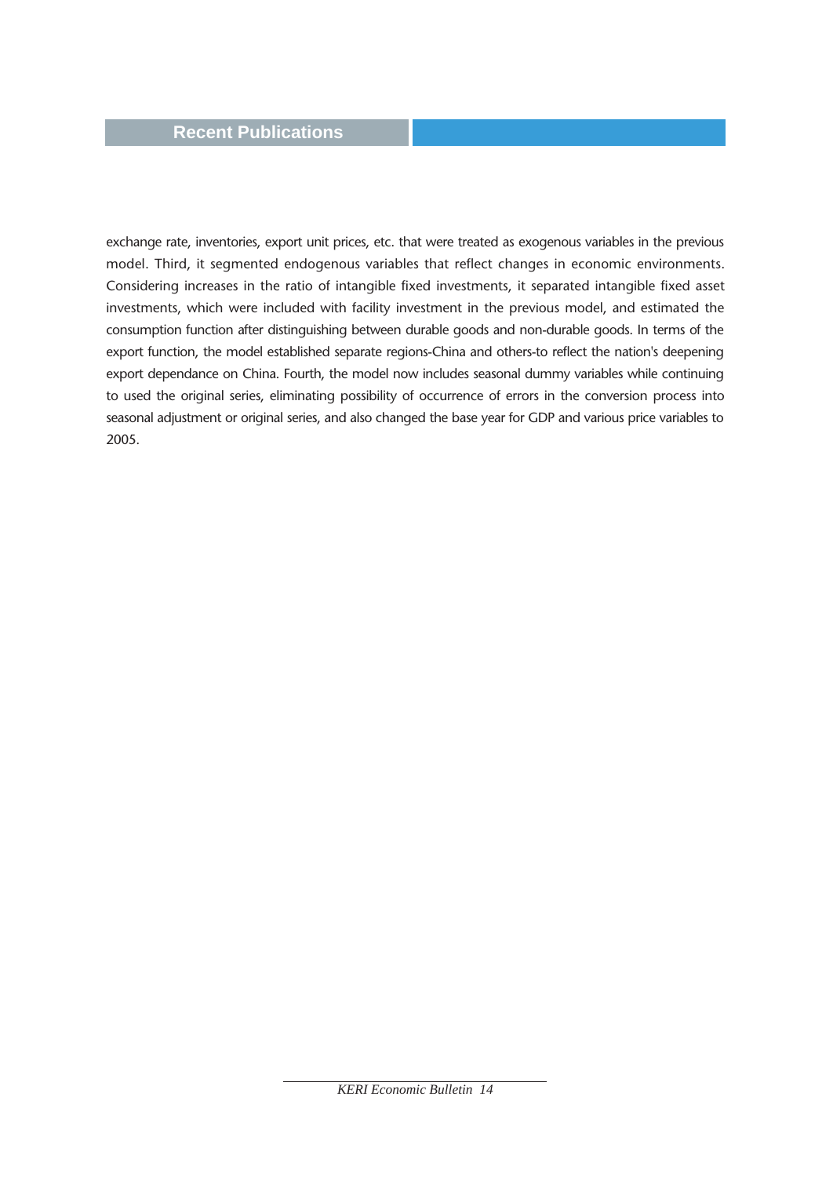exchange rate, inventories, export unit prices, etc. that were treated as exogenous variables in the previous model. Third, it segmented endogenous variables that reflect changes in economic environments. Considering increases in the ratio of intangible fixed investments, it separated intangible fixed asset investments, which were included with facility investment in the previous model, and estimated the consumption function after distinguishing between durable goods and non-durable goods. In terms of the export function, the model established separate regions-China and others-to reflect the nation's deepening export dependance on China. Fourth, the model now includes seasonal dummy variables while continuing to used the original series, eliminating possibility of occurrence of errors in the conversion process into seasonal adjustment or original series, and also changed the base year for GDP and various price variables to 2005.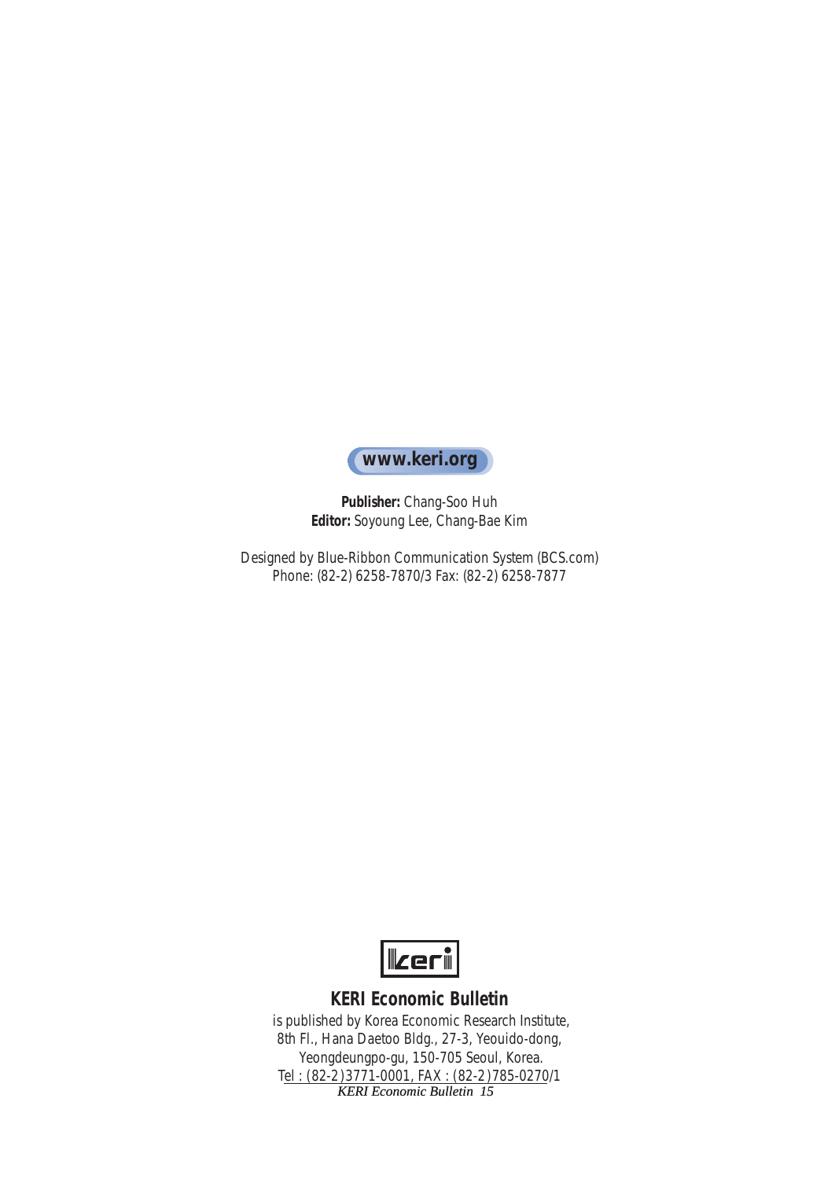www.keri.org

**Publisher:** Chang-Soo Huh
**Editor:** Soyoung Lee, Chang-Bae Kim

Designed by Blue-Ribbon Communication System (BCS.com)
Phone: (82-2) 6258-7870/3 Fax: (82-2) 6258-7877

**KERI Economic Bulletin**

is published by Korea Economic Research Institute,
8th Fl., Hana Daetoo Bldg., 27-3, Yeouido-dong,
Yeongdeungpo-gu, 150-705 Seoul, Korea.
Tel : (82-2)3771-0001, FAX : (82-2)785-0270/1